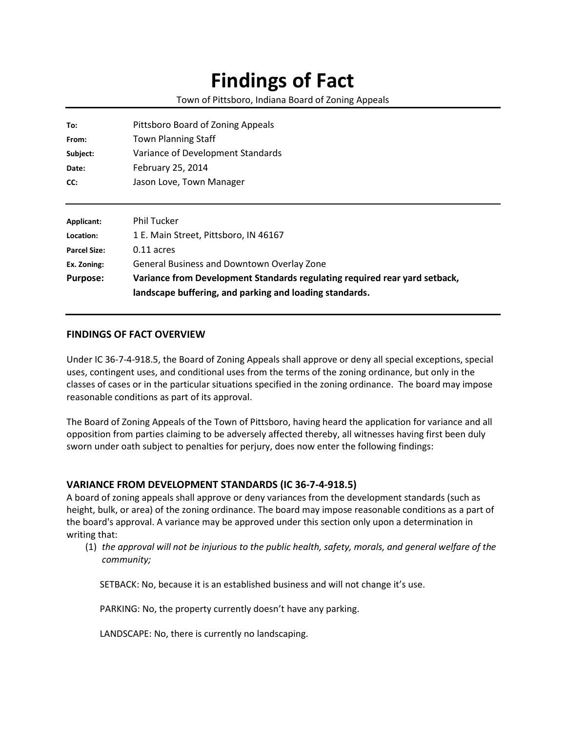# Findings of Fact

Town of Pittsboro, Indiana Board of Zoning Appeals

| | |
|---|---|
| **To:** | Pittsboro Board of Zoning Appeals |
| **From:** | Town Planning Staff |
| **Subject:** | Variance of Development Standards |
| **Date:** | February 25, 2014 |
| **CC:** | Jason Love, Town Manager |

| | |
|---|---|
| **Applicant:** | Phil Tucker |
| **Location:** | 1 E. Main Street, Pittsboro, IN 46167 |
| **Parcel Size:** | 0.11 acres |
| **Ex. Zoning:** | General Business and Downtown Overlay Zone |
| **Purpose:** | **Variance from Development Standards regulating required rear yard setback, landscape buffering, and parking and loading standards.** |

## FINDINGS OF FACT OVERVIEW

Under IC 36-7-4-918.5, the Board of Zoning Appeals shall approve or deny all special exceptions, special uses, contingent uses, and conditional uses from the terms of the zoning ordinance, but only in the classes of cases or in the particular situations specified in the zoning ordinance. The board may impose reasonable conditions as part of its approval.

The Board of Zoning Appeals of the Town of Pittsboro, having heard the application for variance and all opposition from parties claiming to be adversely affected thereby, all witnesses having first been duly sworn under oath subject to penalties for perjury, does now enter the following findings:

## VARIANCE FROM DEVELOPMENT STANDARDS (IC 36-7-4-918.5)

A board of zoning appeals shall approve or deny variances from the development standards (such as height, bulk, or area) of the zoning ordinance. The board may impose reasonable conditions as a part of the board's approval. A variance may be approved under this section only upon a determination in writing that:

(1) *the approval will not be injurious to the public health, safety, morals, and general welfare of the community;*

SETBACK: No, because it is an established business and will not change it's use.

PARKING: No, the property currently doesn't have any parking.

LANDSCAPE: No, there is currently no landscaping.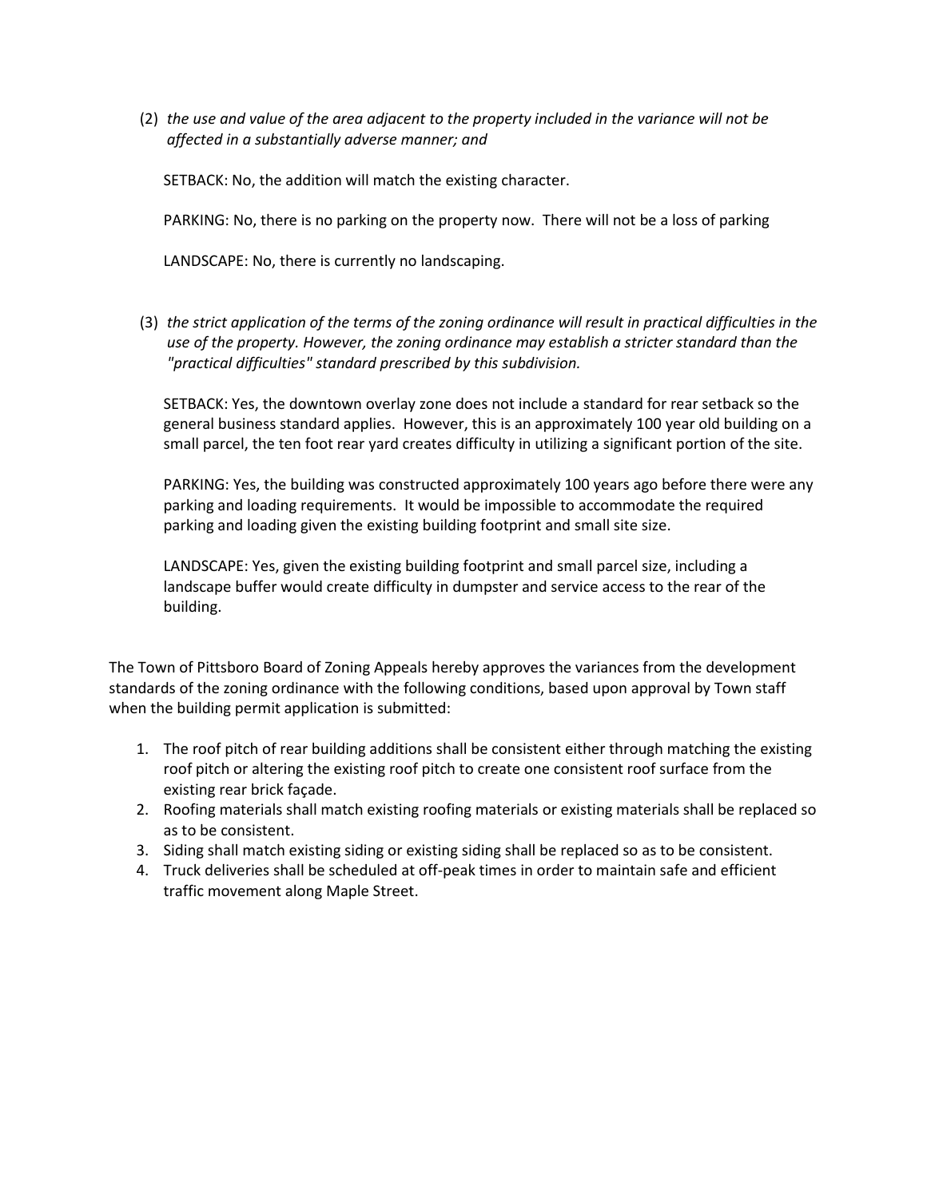(2) *the use and value of the area adjacent to the property included in the variance will not be affected in a substantially adverse manner; and*

SETBACK: No, the addition will match the existing character.

PARKING: No, there is no parking on the property now. There will not be a loss of parking

LANDSCAPE: No, there is currently no landscaping.

(3) *the strict application of the terms of the zoning ordinance will result in practical difficulties in the use of the property. However, the zoning ordinance may establish a stricter standard than the "practical difficulties" standard prescribed by this subdivision.*

SETBACK: Yes, the downtown overlay zone does not include a standard for rear setback so the general business standard applies. However, this is an approximately 100 year old building on a small parcel, the ten foot rear yard creates difficulty in utilizing a significant portion of the site.

PARKING: Yes, the building was constructed approximately 100 years ago before there were any parking and loading requirements. It would be impossible to accommodate the required parking and loading given the existing building footprint and small site size.

LANDSCAPE: Yes, given the existing building footprint and small parcel size, including a landscape buffer would create difficulty in dumpster and service access to the rear of the building.

The Town of Pittsboro Board of Zoning Appeals hereby approves the variances from the development standards of the zoning ordinance with the following conditions, based upon approval by Town staff when the building permit application is submitted:

1. The roof pitch of rear building additions shall be consistent either through matching the existing roof pitch or altering the existing roof pitch to create one consistent roof surface from the existing rear brick façade.
2. Roofing materials shall match existing roofing materials or existing materials shall be replaced so as to be consistent.
3. Siding shall match existing siding or existing siding shall be replaced so as to be consistent.
4. Truck deliveries shall be scheduled at off-peak times in order to maintain safe and efficient traffic movement along Maple Street.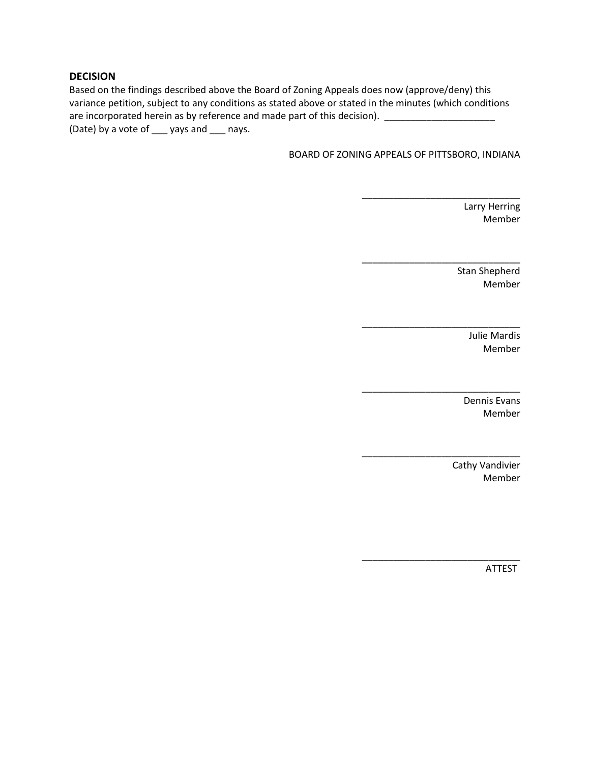**DECISION**

Based on the findings described above the Board of Zoning Appeals does now (approve/deny) this variance petition, subject to any conditions as stated above or stated in the minutes (which conditions are incorporated herein as by reference and made part of this decision). _____________________ (Date) by a vote of ___ yays and ___ nays.

BOARD OF ZONING APPEALS OF PITTSBORO, INDIANA

_______________________________
Larry Herring
Member

_______________________________
Stan Shepherd
Member

_______________________________
Julie Mardis
Member

_______________________________
Dennis Evans
Member

_______________________________
Cathy Vandivier
Member

_______________________________
ATTEST